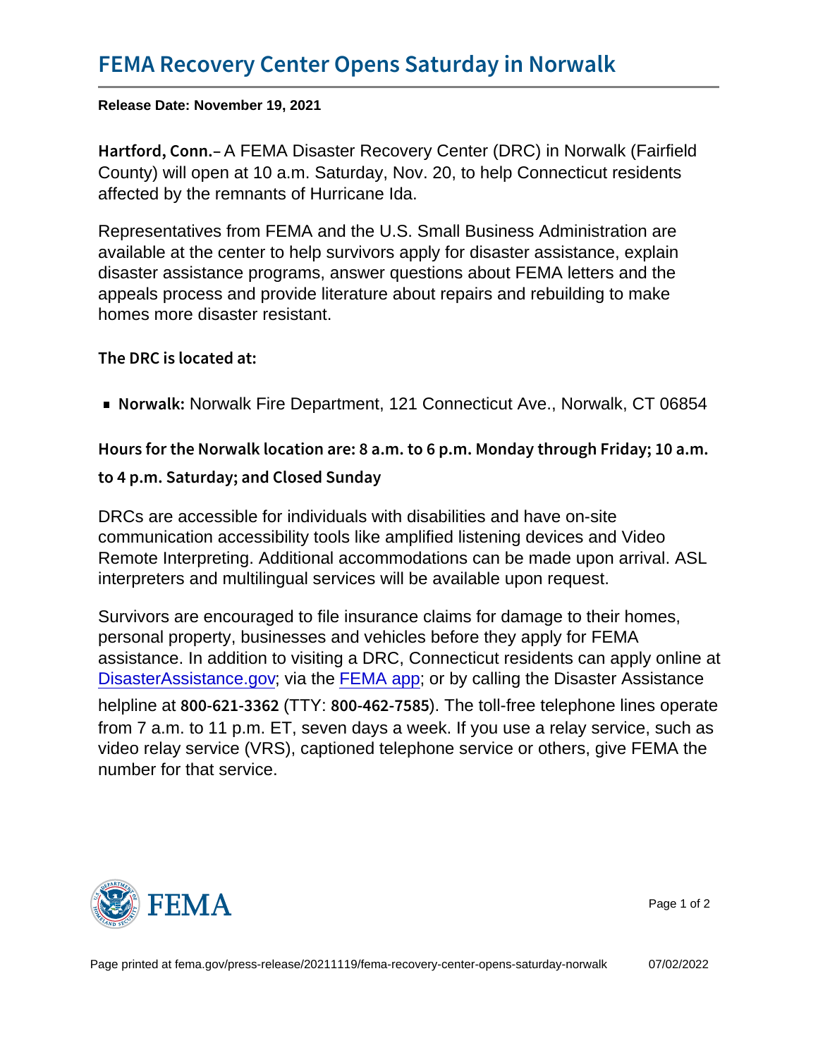# FEMA Recovery Center Opens Saturday in Norwalk

**Release Date: November 19, 2021**

**Hartford, Conn.**– A FEMA Disaster Recovery Center (DRC) in Norwalk (Fairfield County) will open at 10 a.m. Saturday, Nov. 20, to help Connecticut residents affected by the remnants of Hurricane Ida.

Representatives from FEMA and the U.S. Small Business Administration are available at the center to help survivors apply for disaster assistance, explain disaster assistance programs, answer questions about FEMA letters and the appeals process and provide literature about repairs and rebuilding to make homes more disaster resistant.

**The DRC is located at:**

- **Norwalk:** Norwalk Fire Department, 121 Connecticut Ave., Norwalk, CT 06854

**Hours for the Norwalk location are: 8 a.m. to 6 p.m. Monday through Friday; 10 a.m. to 4 p.m. Saturday; and Closed Sunday**

DRCs are accessible for individuals with disabilities and have on-site communication accessibility tools like amplified listening devices and Video Remote Interpreting. Additional accommodations can be made upon arrival. ASL interpreters and multilingual services will be available upon request.

Survivors are encouraged to file insurance claims for damage to their homes, personal property, businesses and vehicles before they apply for FEMA assistance. In addition to visiting a DRC, Connecticut residents can apply online at DisasterAssistance.gov; via the FEMA app; or by calling the Disaster Assistance helpline at 800-621-3362 (TTY: 800-462-7585). The toll-free telephone lines operate from 7 a.m. to 11 p.m. ET, seven days a week. If you use a relay service, such as video relay service (VRS), captioned telephone service or others, give FEMA the number for that service.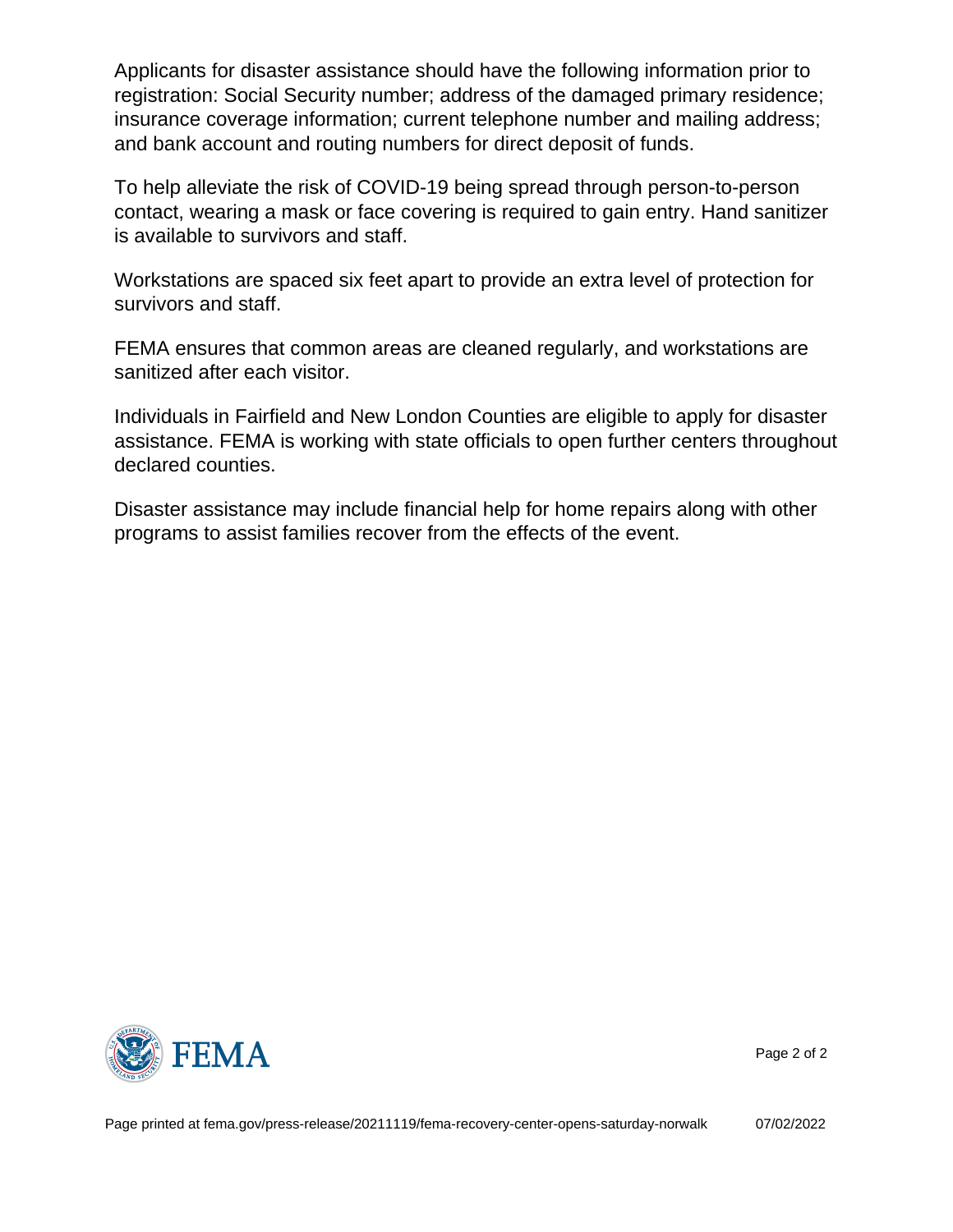Applicants for disaster assistance should have the following information prior to registration: Social Security number; address of the damaged primary residence; insurance coverage information; current telephone number and mailing address; and bank account and routing numbers for direct deposit of funds.

To help alleviate the risk of COVID-19 being spread through person-to-person contact, wearing a mask or face covering is required to gain entry. Hand sanitizer is available to survivors and staff.

Workstations are spaced six feet apart to provide an extra level of protection for survivors and staff.

FEMA ensures that common areas are cleaned regularly, and workstations are sanitized after each visitor.

Individuals in Fairfield and New London Counties are eligible to apply for disaster assistance. FEMA is working with state officials to open further centers throughout declared counties.

Disaster assistance may include financial help for home repairs along with other programs to assist families recover from the effects of the event.